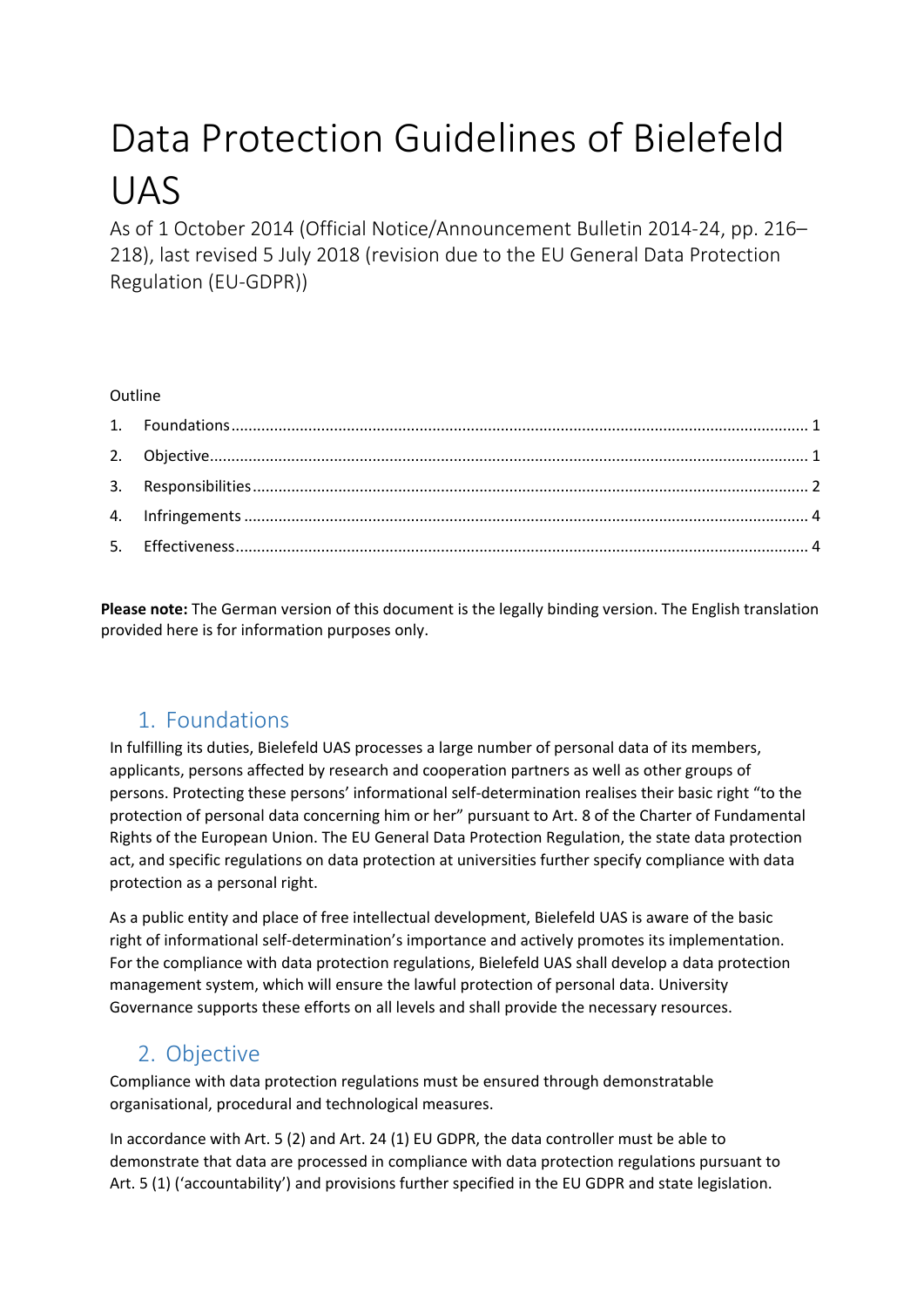# Data Protection Guidelines of Bielefeld UAS

As of 1 October 2014 (Official Notice/Announcement Bulletin 2014-24, pp. 216–218), last revised 5 July 2018 (revision due to the EU General Data Protection Regulation (EU-GDPR))

Outline

1. Foundations ........................................................................................................ 1
2. Objective ............................................................................................................ 1
3. Responsibilities ................................................................................................... 2
4. Infringements ..................................................................................................... 4
5. Effectiveness ....................................................................................................... 4

**Please note:** The German version of this document is the legally binding version. The English translation provided here is for information purposes only.

## 1. Foundations

In fulfilling its duties, Bielefeld UAS processes a large number of personal data of its members, applicants, persons affected by research and cooperation partners as well as other groups of persons. Protecting these persons' informational self-determination realises their basic right "to the protection of personal data concerning him or her" pursuant to Art. 8 of the Charter of Fundamental Rights of the European Union. The EU General Data Protection Regulation, the state data protection act, and specific regulations on data protection at universities further specify compliance with data protection as a personal right.

As a public entity and place of free intellectual development, Bielefeld UAS is aware of the basic right of informational self-determination's importance and actively promotes its implementation. For the compliance with data protection regulations, Bielefeld UAS shall develop a data protection management system, which will ensure the lawful protection of personal data. University Governance supports these efforts on all levels and shall provide the necessary resources.

## 2. Objective

Compliance with data protection regulations must be ensured through demonstratable organisational, procedural and technological measures.

In accordance with Art. 5 (2) and Art. 24 (1) EU GDPR, the data controller must be able to demonstrate that data are processed in compliance with data protection regulations pursuant to Art. 5 (1) ('accountability') and provisions further specified in the EU GDPR and state legislation.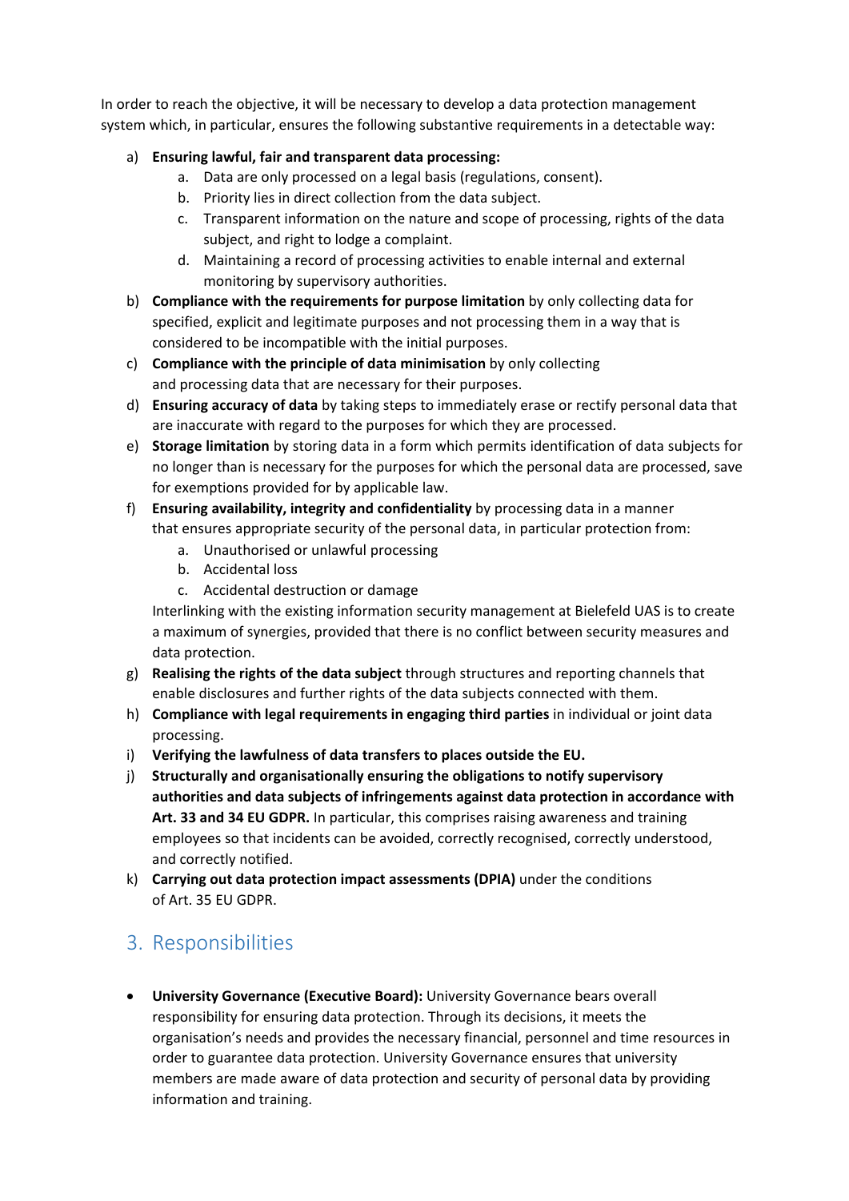In order to reach the objective, it will be necessary to develop a data protection management system which, in particular, ensures the following substantive requirements in a detectable way:

a) **Ensuring lawful, fair and transparent data processing:**
   a. Data are only processed on a legal basis (regulations, consent).
   b. Priority lies in direct collection from the data subject.
   c. Transparent information on the nature and scope of processing, rights of the data subject, and right to lodge a complaint.
   d. Maintaining a record of processing activities to enable internal and external monitoring by supervisory authorities.
b) **Compliance with the requirements for purpose limitation** by only collecting data for specified, explicit and legitimate purposes and not processing them in a way that is considered to be incompatible with the initial purposes.
c) **Compliance with the principle of data minimisation** by only collecting and processing data that are necessary for their purposes.
d) **Ensuring accuracy of data** by taking steps to immediately erase or rectify personal data that are inaccurate with regard to the purposes for which they are processed.
e) **Storage limitation** by storing data in a form which permits identification of data subjects for no longer than is necessary for the purposes for which the personal data are processed, save for exemptions provided for by applicable law.
f) **Ensuring availability, integrity and confidentiality** by processing data in a manner that ensures appropriate security of the personal data, in particular protection from:
   a. Unauthorised or unlawful processing
   b. Accidental loss
   c. Accidental destruction or damage

   Interlinking with the existing information security management at Bielefeld UAS is to create a maximum of synergies, provided that there is no conflict between security measures and data protection.
g) **Realising the rights of the data subject** through structures and reporting channels that enable disclosures and further rights of the data subjects connected with them.
h) **Compliance with legal requirements in engaging third parties** in individual or joint data processing.
i) **Verifying the lawfulness of data transfers to places outside the EU.**
j) **Structurally and organisationally ensuring the obligations to notify supervisory authorities and data subjects of infringements against data protection in accordance with Art. 33 and 34 EU GDPR.** In particular, this comprises raising awareness and training employees so that incidents can be avoided, correctly recognised, correctly understood, and correctly notified.
k) **Carrying out data protection impact assessments (DPIA)** under the conditions of Art. 35 EU GDPR.

## 3. Responsibilities

- **University Governance (Executive Board):** University Governance bears overall responsibility for ensuring data protection. Through its decisions, it meets the organisation's needs and provides the necessary financial, personnel and time resources in order to guarantee data protection. University Governance ensures that university members are made aware of data protection and security of personal data by providing information and training.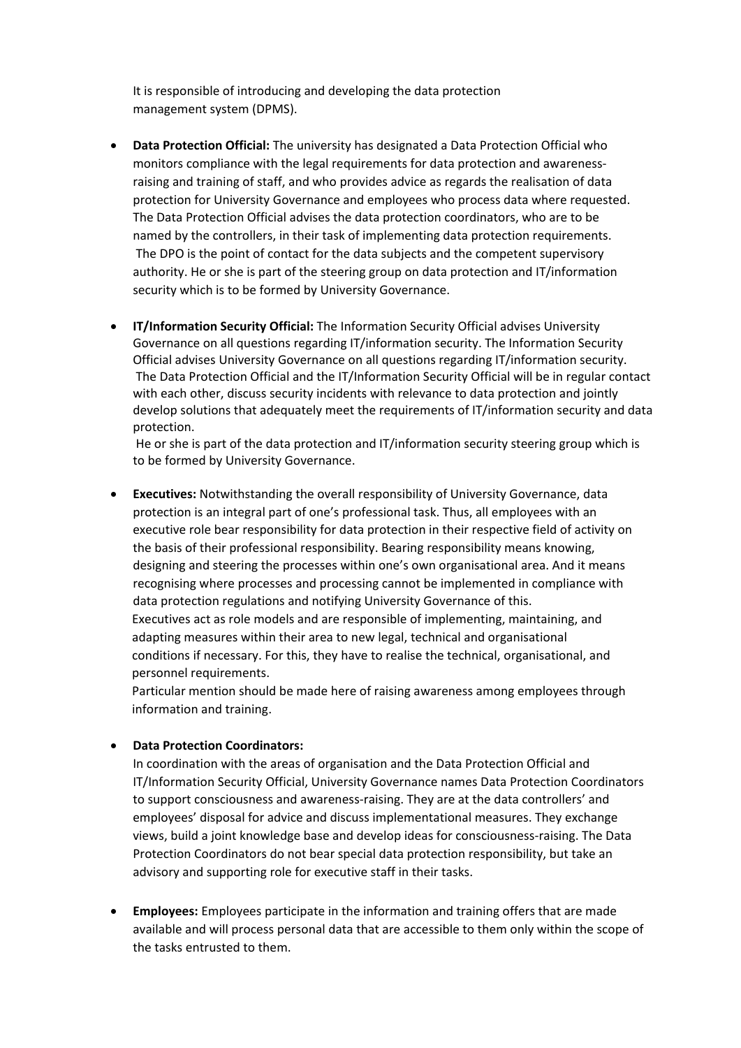It is responsible of introducing and developing the data protection management system (DPMS).

- **Data Protection Official:** The university has designated a Data Protection Official who monitors compliance with the legal requirements for data protection and awareness-raising and training of staff, and who provides advice as regards the realisation of data protection for University Governance and employees who process data where requested. The Data Protection Official advises the data protection coordinators, who are to be named by the controllers, in their task of implementing data protection requirements. The DPO is the point of contact for the data subjects and the competent supervisory authority. He or she is part of the steering group on data protection and IT/information security which is to be formed by University Governance.

- **IT/Information Security Official:** The Information Security Official advises University Governance on all questions regarding IT/information security. The Information Security Official advises University Governance on all questions regarding IT/information security. The Data Protection Official and the IT/Information Security Official will be in regular contact with each other, discuss security incidents with relevance to data protection and jointly develop solutions that adequately meet the requirements of IT/information security and data protection.

  He or she is part of the data protection and IT/information security steering group which is to be formed by University Governance.

- **Executives:** Notwithstanding the overall responsibility of University Governance, data protection is an integral part of one's professional task. Thus, all employees with an executive role bear responsibility for data protection in their respective field of activity on the basis of their professional responsibility. Bearing responsibility means knowing, designing and steering the processes within one's own organisational area. And it means recognising where processes and processing cannot be implemented in compliance with data protection regulations and notifying University Governance of this.

  Executives act as role models and are responsible of implementing, maintaining, and adapting measures within their area to new legal, technical and organisational conditions if necessary. For this, they have to realise the technical, organisational, and personnel requirements.

  Particular mention should be made here of raising awareness among employees through information and training.

- **Data Protection Coordinators:**

  In coordination with the areas of organisation and the Data Protection Official and IT/Information Security Official, University Governance names Data Protection Coordinators to support consciousness and awareness-raising. They are at the data controllers' and employees' disposal for advice and discuss implementational measures. They exchange views, build a joint knowledge base and develop ideas for consciousness-raising. The Data Protection Coordinators do not bear special data protection responsibility, but take an advisory and supporting role for executive staff in their tasks.

- **Employees:** Employees participate in the information and training offers that are made available and will process personal data that are accessible to them only within the scope of the tasks entrusted to them.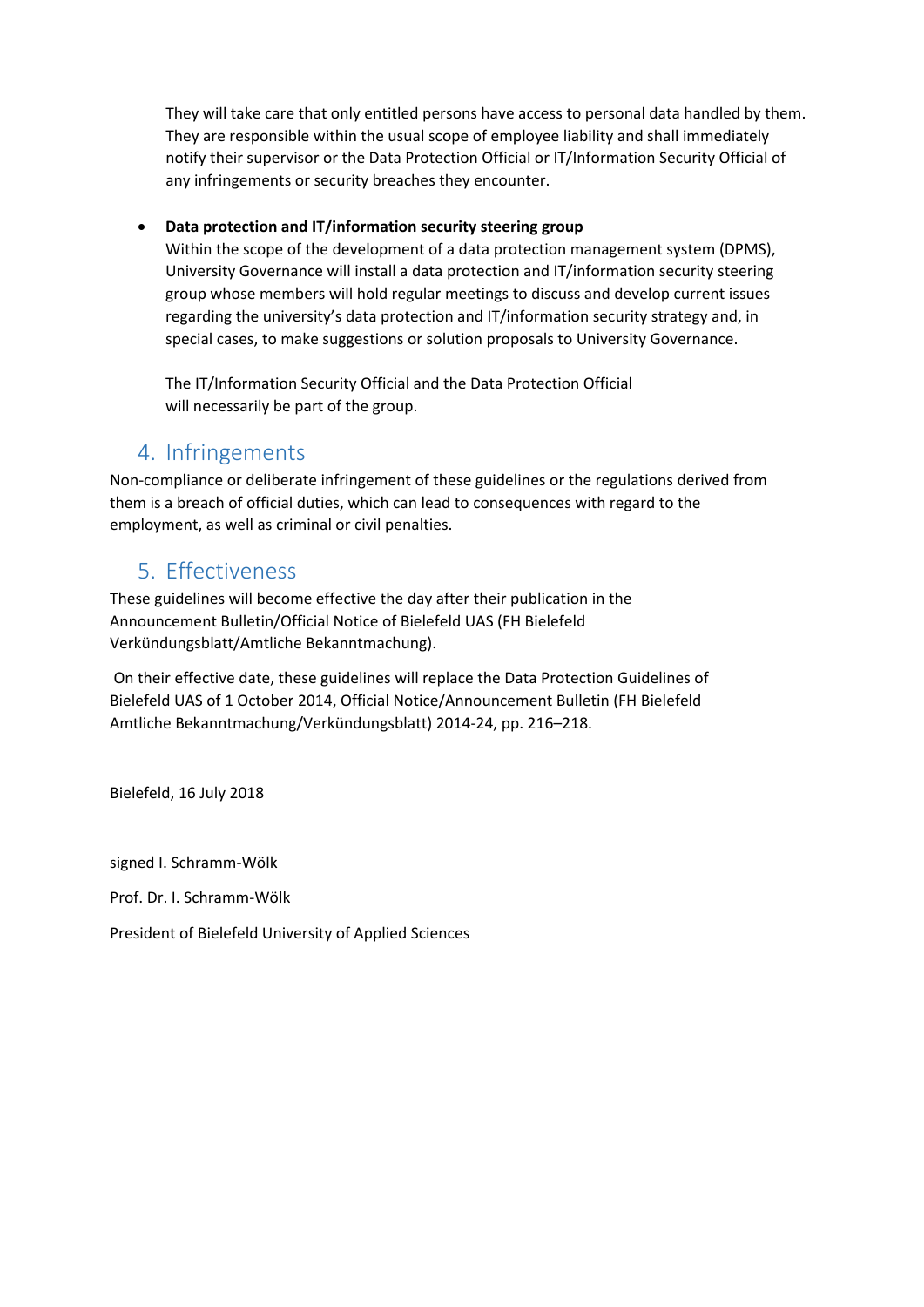They will take care that only entitled persons have access to personal data handled by them. They are responsible within the usual scope of employee liability and shall immediately notify their supervisor or the Data Protection Official or IT/Information Security Official of any infringements or security breaches they encounter.

- **Data protection and IT/information security steering group**
  Within the scope of the development of a data protection management system (DPMS), University Governance will install a data protection and IT/information security steering group whose members will hold regular meetings to discuss and develop current issues regarding the university's data protection and IT/information security strategy and, in special cases, to make suggestions or solution proposals to University Governance.

  The IT/Information Security Official and the Data Protection Official will necessarily be part of the group.

## 4. Infringements

Non-compliance or deliberate infringement of these guidelines or the regulations derived from them is a breach of official duties, which can lead to consequences with regard to the employment, as well as criminal or civil penalties.

## 5. Effectiveness

These guidelines will become effective the day after their publication in the Announcement Bulletin/Official Notice of Bielefeld UAS (FH Bielefeld Verkündungsblatt/Amtliche Bekanntmachung).

On their effective date, these guidelines will replace the Data Protection Guidelines of Bielefeld UAS of 1 October 2014, Official Notice/Announcement Bulletin (FH Bielefeld Amtliche Bekanntmachung/Verkündungsblatt) 2014-24, pp. 216–218.

Bielefeld, 16 July 2018

signed I. Schramm-Wölk

Prof. Dr. I. Schramm-Wölk

President of Bielefeld University of Applied Sciences